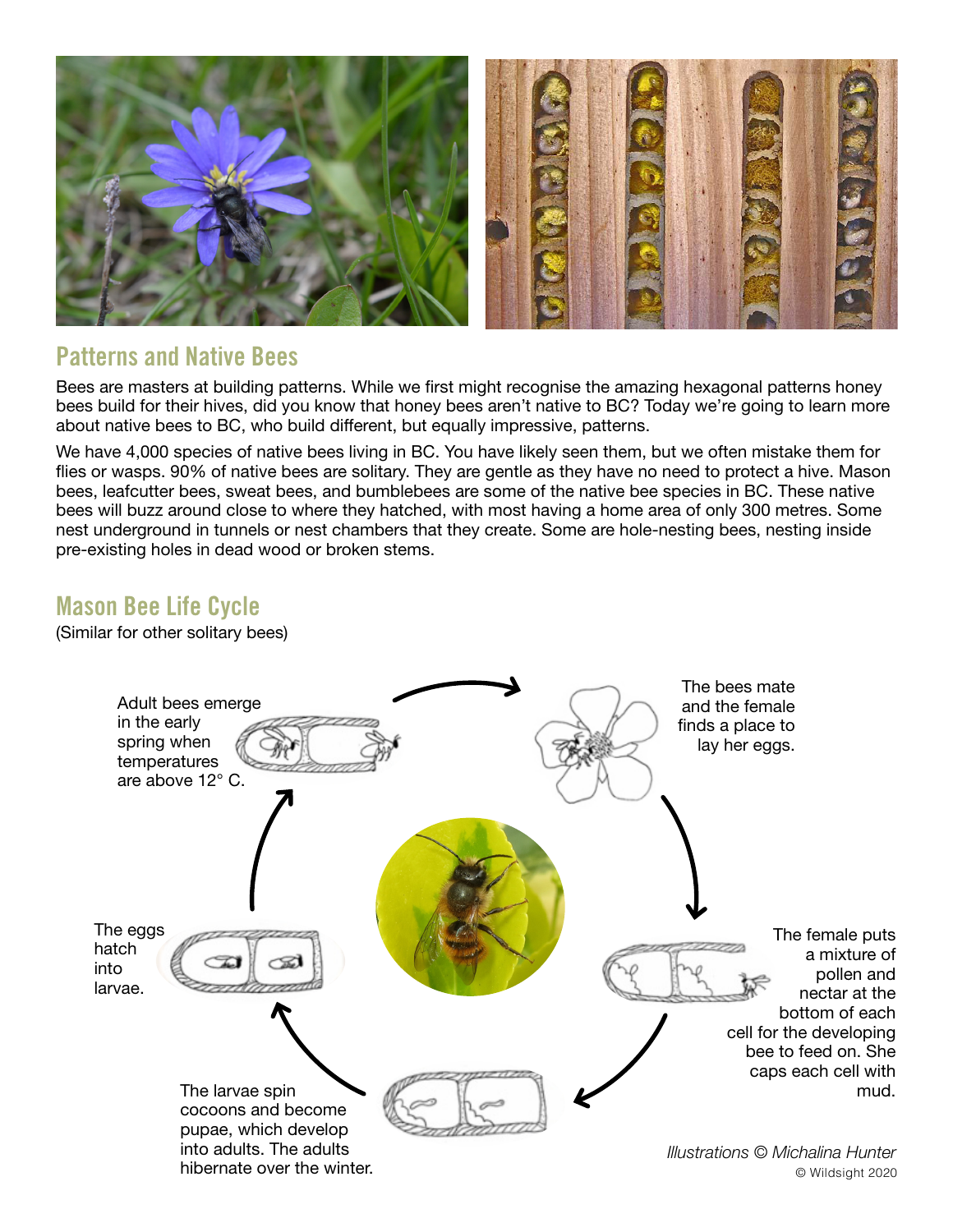## Patterns and Native Bees

Bees are masters at building patterns. While we first might recognise the amazing hexagonal patterns honey bees build for their hives, did you know that honey bees aren't native to BC? Today we're going to learn more about native bees to BC, who build different, but equally impressive, patterns.

We have 4,000 species of native bees living in BC. You have likely seen them, but we often mistake them for flies or wasps. 90% of native bees are solitary. They are gentle as they have no need to protect a hive. Mason bees, leafcutter bees, sweat bees, and bumblebees are some of the native bee species in BC. These native bees will buzz around close to where they hatched, with most having a home area of only 300 metres. Some nest underground in tunnels or nest chambers that they create. Some are hole-nesting bees, nesting inside pre-existing holes in dead wood or broken stems.

## Mason Bee Life Cycle

(Similar for other solitary bees)

Adult bees emerge in the early spring when temperatures are above 12° C.

The bees mate and the female finds a place to lay her eggs.

The female puts a mixture of pollen and nectar at the bottom of each cell for the developing bee to feed on. She caps each cell with mud.

The larvae spin cocoons and become pupae, which develop into adults. The adults hibernate over the winter.

The eggs hatch into larvae.

*Illustrations © Michalina Hunter*

© Wildsight 2020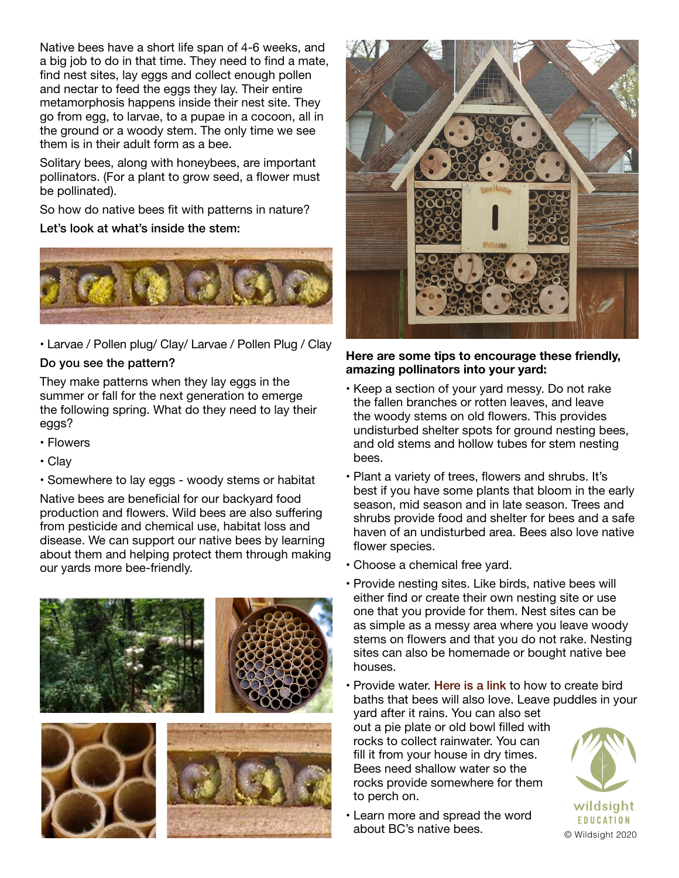Native bees have a short life span of 4-6 weeks, and a big job to do in that time. They need to find a mate, find nest sites, lay eggs and collect enough pollen and nectar to feed the eggs they lay. Their entire metamorphosis happens inside their nest site. They go from egg, to larvae, to a pupae in a cocoon, all in the ground or a woody stem. The only time we see them is in their adult form as a bee.

Solitary bees, along with honeybees, are important pollinators. (For a plant to grow seed, a flower must be pollinated).

So how do native bees fit with patterns in nature?

**Let's look at what's inside the stem:**

- Larvae / Pollen plug/ Clay/ Larvae / Pollen Plug / Clay

**Do you see the pattern?**

They make patterns when they lay eggs in the summer or fall for the next generation to emerge the following spring. What do they need to lay their eggs?

- Flowers
- Clay
- Somewhere to lay eggs - woody stems or habitat

Native bees are beneficial for our backyard food production and flowers. Wild bees are also suffering from pesticide and chemical use, habitat loss and disease. We can support our native bees by learning about them and helping protect them through making our yards more bee-friendly.

**Here are some tips to encourage these friendly, amazing pollinators into your yard:**

- Keep a section of your yard messy. Do not rake the fallen branches or rotten leaves, and leave the woody stems on old flowers. This provides undisturbed shelter spots for ground nesting bees, and old stems and hollow tubes for stem nesting bees.
- Plant a variety of trees, flowers and shrubs. It's best if you have some plants that bloom in the early season, mid season and in late season. Trees and shrubs provide food and shelter for bees and a safe haven of an undisturbed area. Bees also love native flower species.
- Choose a chemical free yard.
- Provide nesting sites. Like birds, native bees will either find or create their own nesting site or use one that you provide for them. Nest sites can be as simple as a messy area where you leave woody stems on flowers and that you do not rake. Nesting sites can also be homemade or bought native bee houses.
- Provide water. Here is a link to how to create bird baths that bees will also love. Leave puddles in your yard after it rains. You can also set out a pie plate or old bowl filled with rocks to collect rainwater. You can fill it from your house in dry times. Bees need shallow water so the rocks provide somewhere for them to perch on.
- Learn more and spread the word about BC's native bees.

wildsight EDUCATION

© Wildsight 2020